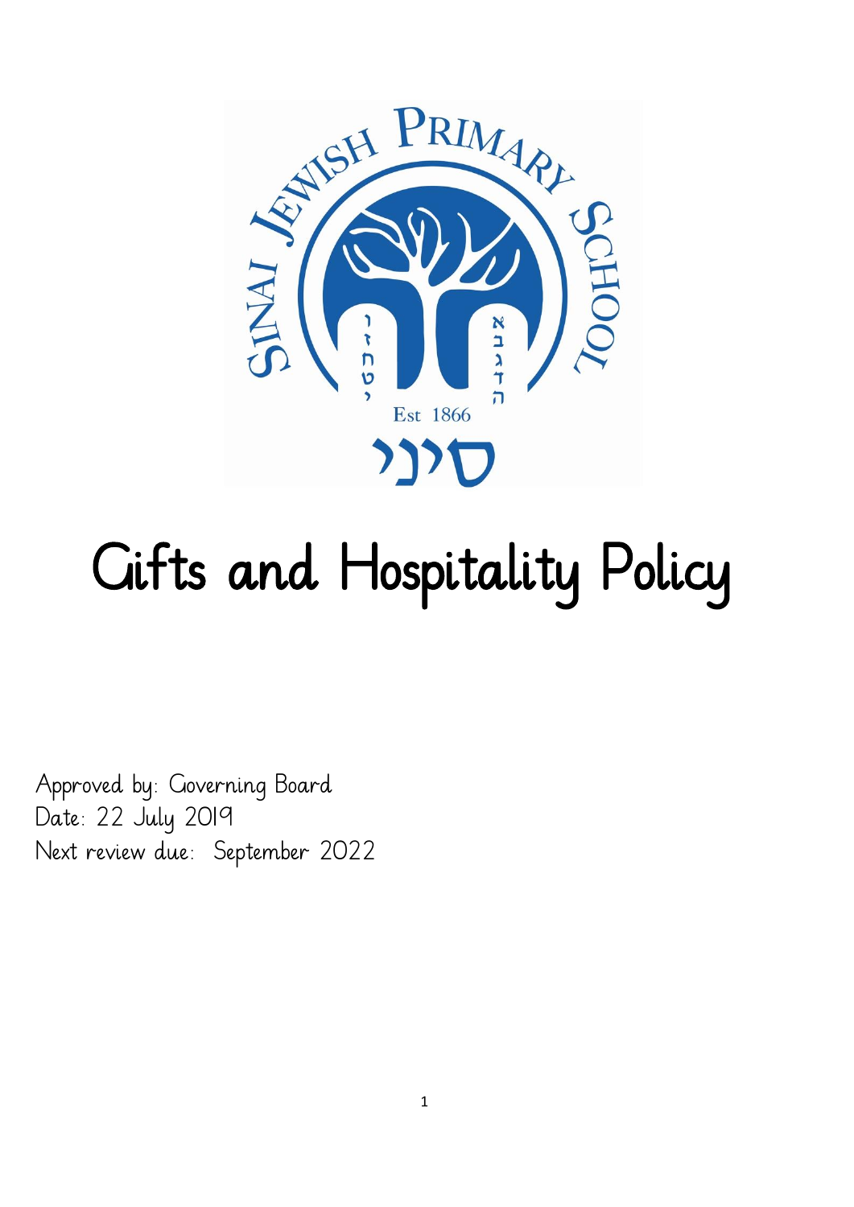# Gifts and Hospitality Policy

Approved by: Governing Board
Date: 22 July 2019
Next review due: September 2022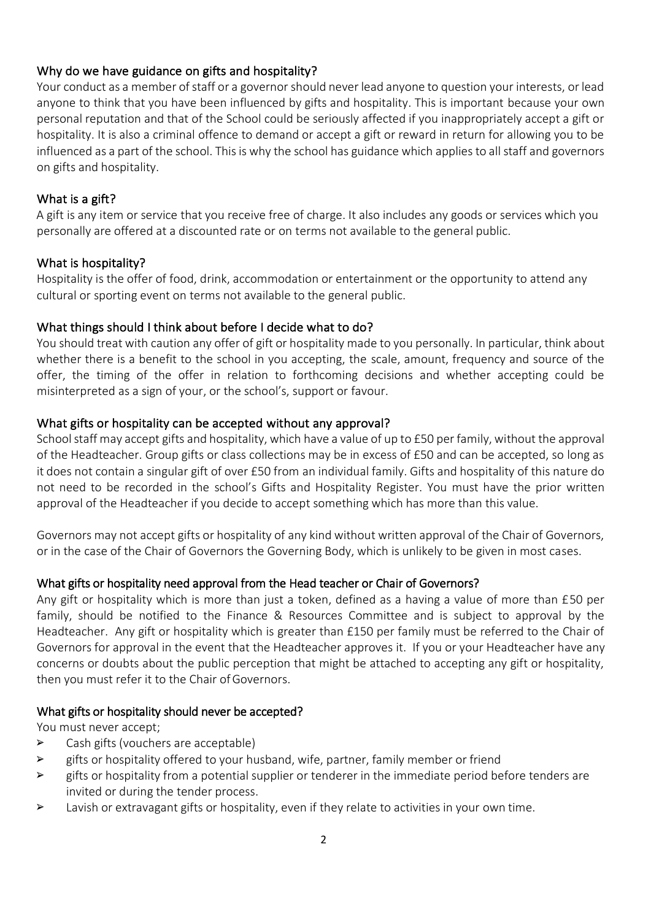## Why do we have guidance on gifts and hospitality?

Your conduct as a member of staff or a governor should never lead anyone to question your interests, or lead anyone to think that you have been influenced by gifts and hospitality. This is important because your own personal reputation and that of the School could be seriously affected if you inappropriately accept a gift or hospitality. It is also a criminal offence to demand or accept a gift or reward in return for allowing you to be influenced as a part of the school. This is why the school has guidance which applies to all staff and governors on gifts and hospitality.

## What is a gift?

A gift is any item or service that you receive free of charge. It also includes any goods or services which you personally are offered at a discounted rate or on terms not available to the general public.

## What is hospitality?

Hospitality is the offer of food, drink, accommodation or entertainment or the opportunity to attend any cultural or sporting event on terms not available to the general public.

## What things should I think about before I decide what to do?

You should treat with caution any offer of gift or hospitality made to you personally. In particular, think about whether there is a benefit to the school in you accepting, the scale, amount, frequency and source of the offer, the timing of the offer in relation to forthcoming decisions and whether accepting could be misinterpreted as a sign of your, or the school's, support or favour.

## What gifts or hospitality can be accepted without any approval?

School staff may accept gifts and hospitality, which have a value of up to £50 per family, without the approval of the Headteacher. Group gifts or class collections may be in excess of £50 and can be accepted, so long as it does not contain a singular gift of over £50 from an individual family. Gifts and hospitality of this nature do not need to be recorded in the school's Gifts and Hospitality Register. You must have the prior written approval of the Headteacher if you decide to accept something which has more than this value.

Governors may not accept gifts or hospitality of any kind without written approval of the Chair of Governors, or in the case of the Chair of Governors the Governing Body, which is unlikely to be given in most cases.

## What gifts or hospitality need approval from the Head teacher or Chair of Governors?

Any gift or hospitality which is more than just a token, defined as a having a value of more than £50 per family, should be notified to the Finance & Resources Committee and is subject to approval by the Headteacher. Any gift or hospitality which is greater than £150 per family must be referred to the Chair of Governors for approval in the event that the Headteacher approves it. If you or your Headteacher have any concerns or doubts about the public perception that might be attached to accepting any gift or hospitality, then you must refer it to the Chair of Governors.

## What gifts or hospitality should never be accepted?

You must never accept;

- Cash gifts (vouchers are acceptable)
- gifts or hospitality offered to your husband, wife, partner, family member or friend
- gifts or hospitality from a potential supplier or tenderer in the immediate period before tenders are invited or during the tender process.
- Lavish or extravagant gifts or hospitality, even if they relate to activities in your own time.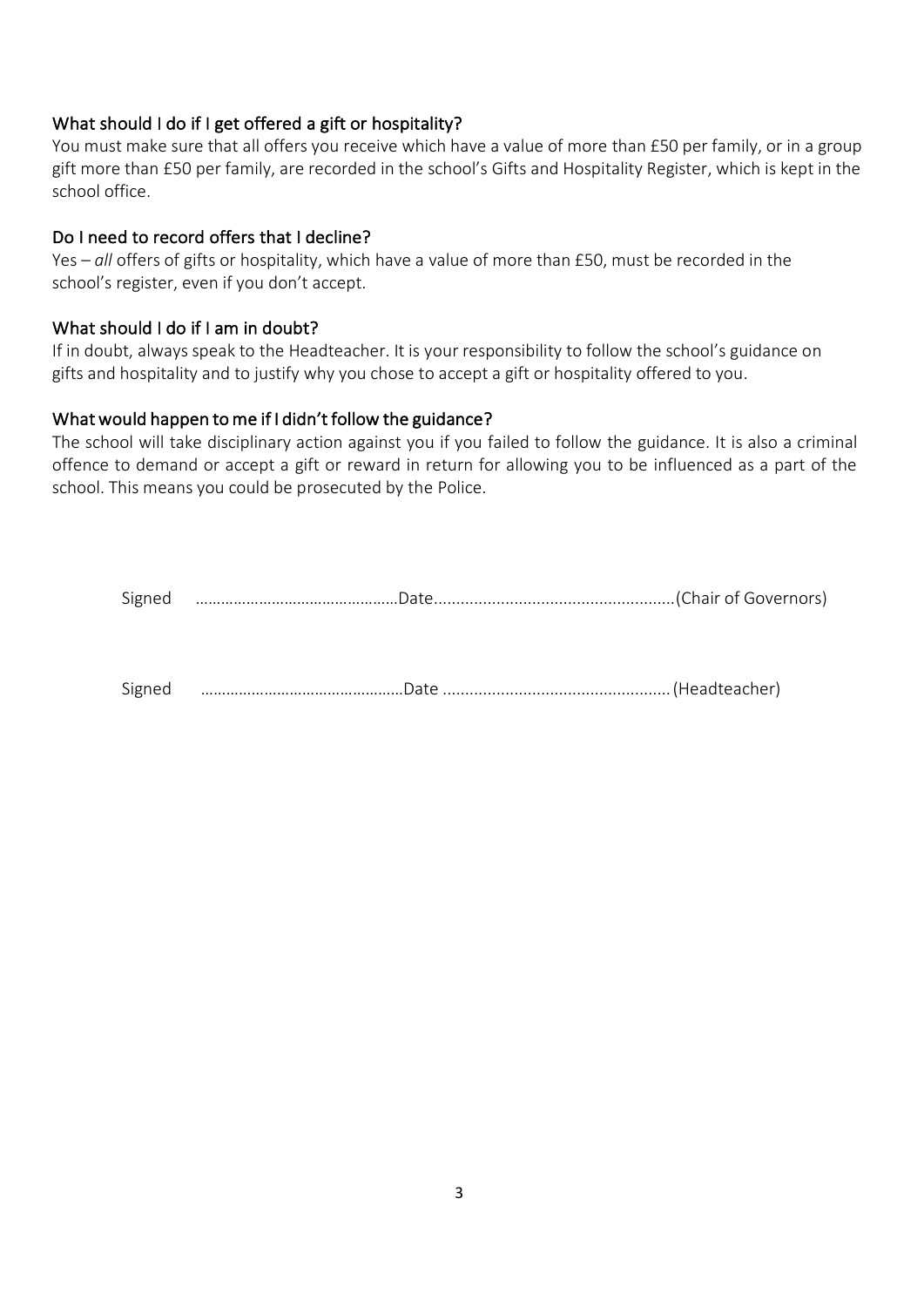### What should I do if I get offered a gift or hospitality?

You must make sure that all offers you receive which have a value of more than £50 per family, or in a group gift more than £50 per family, are recorded in the school's Gifts and Hospitality Register, which is kept in the school office.

### Do I need to record offers that I decline?

Yes – *all* offers of gifts or hospitality, which have a value of more than £50, must be recorded in the school's register, even if you don't accept.

### What should I do if I am in doubt?

If in doubt, always speak to the Headteacher. It is your responsibility to follow the school's guidance on gifts and hospitality and to justify why you chose to accept a gift or hospitality offered to you.

### What would happen to me if I didn't follow the guidance?

The school will take disciplinary action against you if you failed to follow the guidance. It is also a criminal offence to demand or accept a gift or reward in return for allowing you to be influenced as a part of the school. This means you could be prosecuted by the Police.

Signed ………………………………………Date......................................................(Chair of Governors)

Signed ………………………………………Date ..................................................(Headteacher)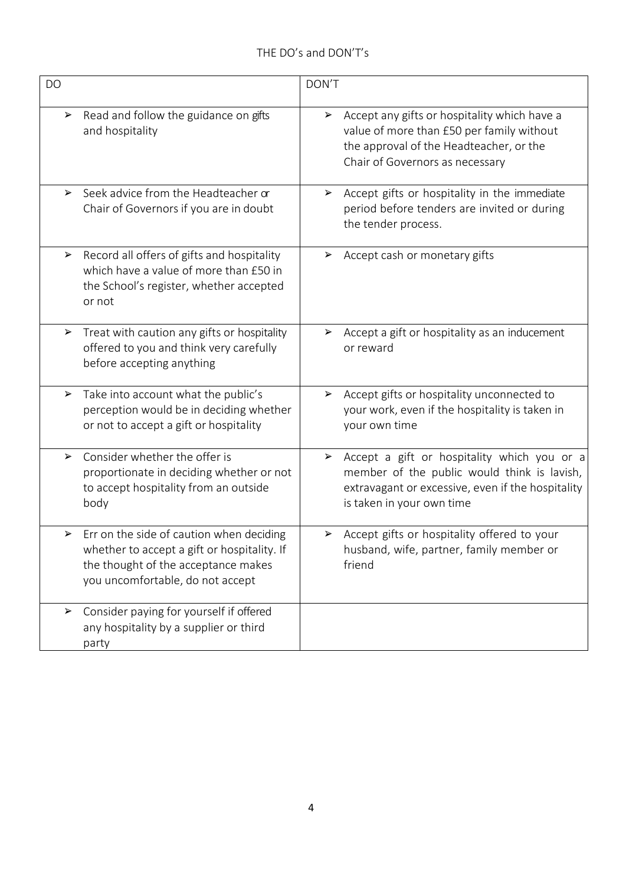THE DO's and DON'T's

| DO | DON'T |
| --- | --- |
| ➢ Read and follow the guidance on gifts and hospitality | ➢ Accept any gifts or hospitality which have a value of more than £50 per family without the approval of the Headteacher, or the Chair of Governors as necessary |
| ➢ Seek advice from the Headteacher or Chair of Governors if you are in doubt | ➢ Accept gifts or hospitality in the immediate period before tenders are invited or during the tender process. |
| ➢ Record all offers of gifts and hospitality which have a value of more than £50 in the School's register, whether accepted or not | ➢ Accept cash or monetary gifts |
| ➢ Treat with caution any gifts or hospitality offered to you and think very carefully before accepting anything | ➢ Accept a gift or hospitality as an inducement or reward |
| ➢ Take into account what the public's perception would be in deciding whether or not to accept a gift or hospitality | ➢ Accept gifts or hospitality unconnected to your work, even if the hospitality is taken in your own time |
| ➢ Consider whether the offer is proportionate in deciding whether or not to accept hospitality from an outside body | ➢ Accept a gift or hospitality which you or a member of the public would think is lavish, extravagant or excessive, even if the hospitality is taken in your own time |
| ➢ Err on the side of caution when deciding whether to accept a gift or hospitality. If the thought of the acceptance makes you uncomfortable, do not accept | ➢ Accept gifts or hospitality offered to your husband, wife, partner, family member or friend |
| ➢ Consider paying for yourself if offered any hospitality by a supplier or third party | |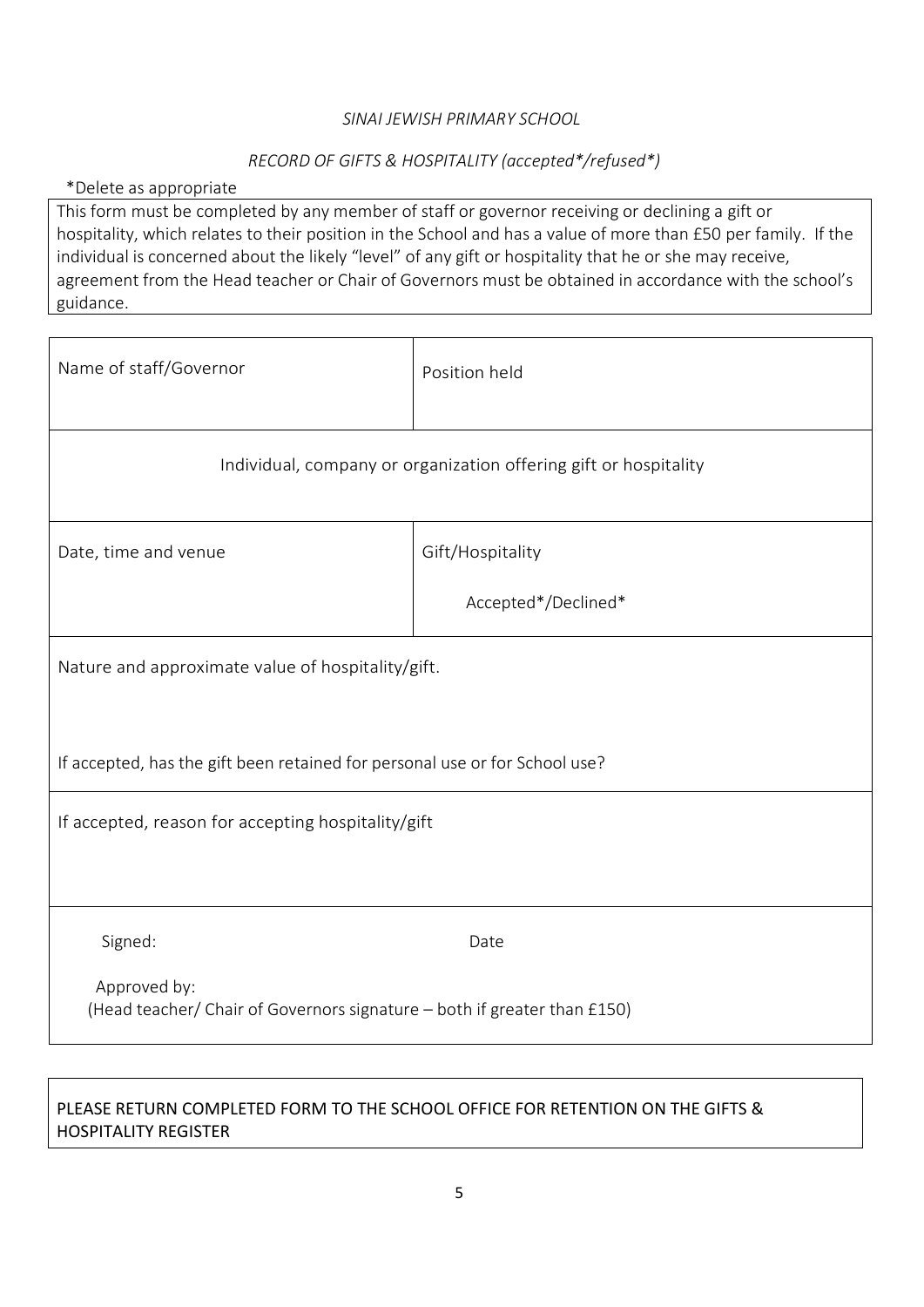*SINAI JEWISH PRIMARY SCHOOL*

*RECORD OF GIFTS & HOSPITALITY (accepted*/refused*)*

*Delete as appropriate

This form must be completed by any member of staff or governor receiving or declining a gift or hospitality, which relates to their position in the School and has a value of more than £50 per family. If the individual is concerned about the likely "level" of any gift or hospitality that he or she may receive, agreement from the Head teacher or Chair of Governors must be obtained in accordance with the school's guidance.

| | |
|---|---|
| Name of staff/Governor | Position held |
| Individual, company or organization offering gift or hospitality | |
| Date, time and venue | Gift/Hospitality<br><br>Accepted*/Declined* |
| Nature and approximate value of hospitality/gift.<br><br>If accepted, has the gift been retained for personal use or for School use? | |
| If accepted, reason for accepting hospitality/gift | |
| Signed: Date<br><br>Approved by:<br>(Head teacher/ Chair of Governors signature – both if greater than £150) | |

PLEASE RETURN COMPLETED FORM TO THE SCHOOL OFFICE FOR RETENTION ON THE GIFTS & HOSPITALITY REGISTER